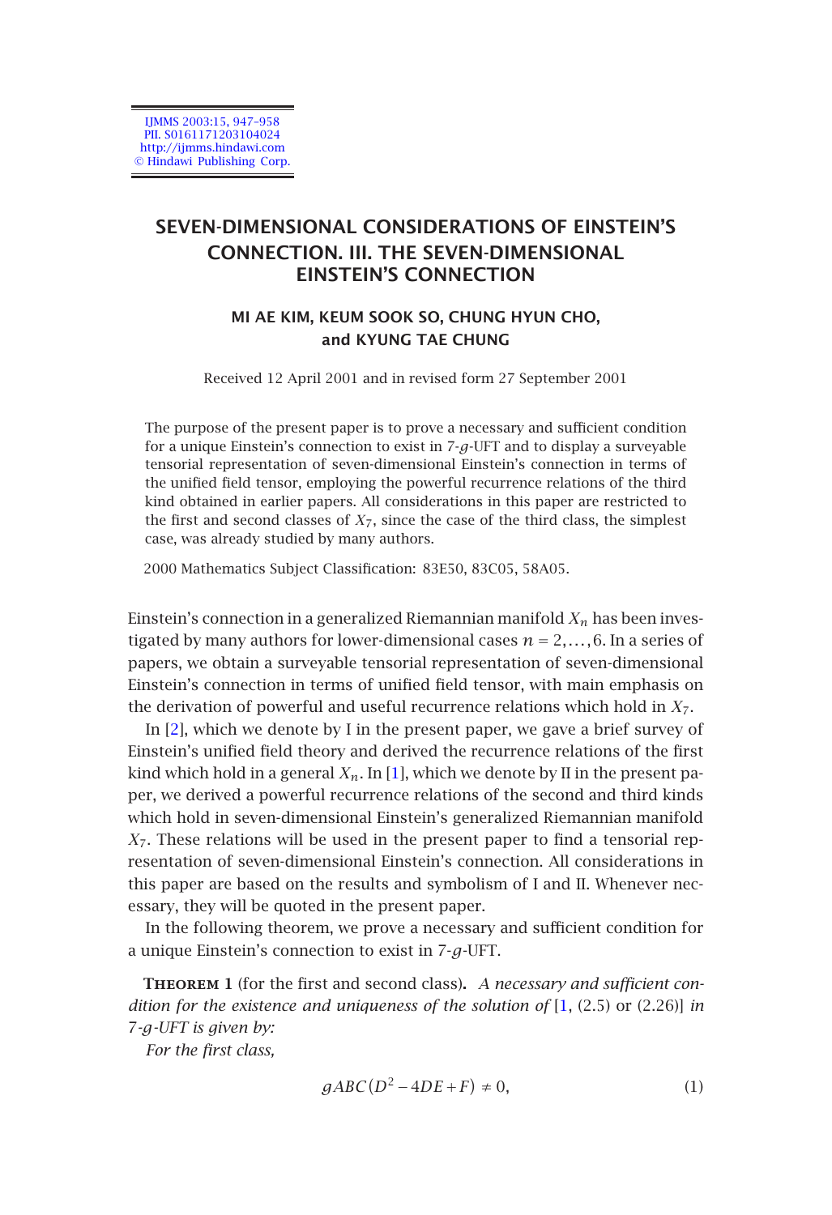# SEVEN-DIMENSIONAL CONSIDERATIONS OF EINSTEIN'S CONNECTION. III. THE SEVEN-DIMENSIONAL EINSTEIN'S CONNECTION

**MI AE KIM, KEUM SOOK SO, CHUNG HYUN CHO, and KYUNG TAE CHUNG**

Received 12 April 2001 and in revised form 27 September 2001

The purpose of the present paper is to prove a necessary and sufficient condition for a unique Einstein's connection to exist in 7-$g$-UFT and to display a surveyable tensorial representation of seven-dimensional Einstein's connection in terms of the unified field tensor, employing the powerful recurrence relations of the third kind obtained in earlier papers. All considerations in this paper are restricted to the first and second classes of $X_7$, since the case of the third class, the simplest case, was already studied by many authors.

2000 Mathematics Subject Classification: 83E50, 83C05, 58A05.

Einstein's connection in a generalized Riemannian manifold $X_n$ has been investigated by many authors for lower-dimensional cases $n = 2,\dots,6$. In a series of papers, we obtain a surveyable tensorial representation of seven-dimensional Einstein's connection in terms of unified field tensor, with main emphasis on the derivation of powerful and useful recurrence relations which hold in $X_7$.

In [2], which we denote by I in the present paper, we gave a brief survey of Einstein's unified field theory and derived the recurrence relations of the first kind which hold in a general $X_n$. In [1], which we denote by II in the present paper, we derived a powerful recurrence relations of the second and third kinds which hold in seven-dimensional Einstein's generalized Riemannian manifold $X_7$. These relations will be used in the present paper to find a tensorial representation of seven-dimensional Einstein's connection. All considerations in this paper are based on the results and symbolism of I and II. Whenever necessary, they will be quoted in the present paper.

In the following theorem, we prove a necessary and sufficient condition for a unique Einstein's connection to exist in 7-$g$-UFT.

**Theorem 1** (for the first and second class). *A necessary and sufficient condition for the existence and uniqueness of the solution of* [1, (2.5) or (2.26)] *in 7-$g$-UFT is given by:*

*For the first class,*

$$gABC\left(D^2 - 4DE + F\right) \neq 0, \tag{1}$$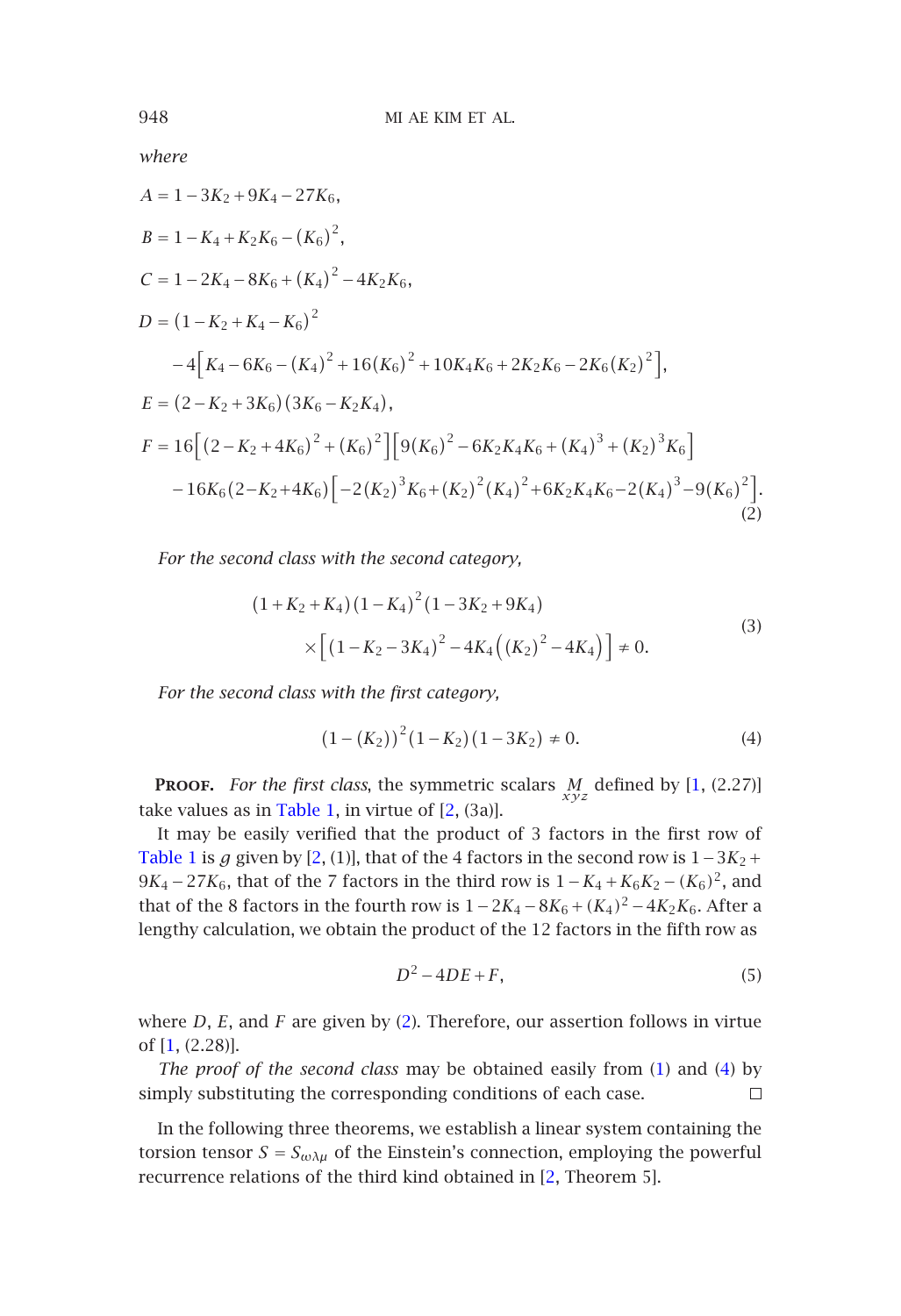*where*

$$
\begin{aligned}
A &= 1-3K_2+9K_4-27K_6,\\
B &= 1-K_4+K_2K_6-(K_6)^2,\\
C &= 1-2K_4-8K_6+(K_4)^2-4K_2K_6,\\
D &= (1-K_2+K_4-K_6)^2\\
&\quad -4\Big[K_4-6K_6-(K_4)^2+16(K_6)^2+10K_4K_6+2K_2K_6-2K_6(K_2)^2\Big],\\
E &= (2-K_2+3K_6)(3K_6-K_2K_4),\\
F &= 16\Big[(2-K_2+4K_6)^2+(K_6)^2\Big]\Big[9(K_6)^2-6K_2K_4K_6+(K_4)^3+(K_2)^3K_6\Big]\\
&\quad -16K_6(2-K_2+4K_6)\Big[-2(K_2)^3K_6+(K_2)^2(K_4)^2+6K_2K_4K_6-2(K_4)^3-9(K_6)^2\Big].
\end{aligned}
\tag{2}
$$

*For the second class with the second category,*

$$
\begin{aligned}
&(1+K_2+K_4)(1-K_4)^2(1-3K_2+9K_4)\\
&\quad\times\Big[(1-K_2-3K_4)^2-4K_4\Big((K_2)^2-4K_4\Big)\Big]\neq 0.
\end{aligned}
\tag{3}
$$

*For the second class with the first category,*

$$
(1-(K_2))^2(1-K_2)(1-3K_2)\neq 0. \tag{4}
$$

**Proof.** *For the first class*, the symmetric scalars $\underset{xyz}{M}$ defined by [1, (2.27)] take values as in Table 1, in virtue of [2, (3a)].

It may be easily verified that the product of 3 factors in the first row of Table 1 is $g$ given by [2, (1)], that of the 4 factors in the second row is $1-3K_2+9K_4-27K_6$, that of the 7 factors in the third row is $1-K_4+K_6K_2-(K_6)^2$, and that of the 8 factors in the fourth row is $1-2K_4-8K_6+(K_4)^2-4K_2K_6$. After a lengthy calculation, we obtain the product of the 12 factors in the fifth row as

$$
D^2-4DE+F, \tag{5}
$$

where $D$, $E$, and $F$ are given by (2). Therefore, our assertion follows in virtue of [1, (2.28)].

*The proof of the second class* may be obtained easily from (1) and (4) by simply substituting the corresponding conditions of each case. □

In the following three theorems, we establish a linear system containing the torsion tensor $S=S_{\omega\lambda\mu}$ of the Einstein's connection, employing the powerful recurrence relations of the third kind obtained in [2, Theorem 5].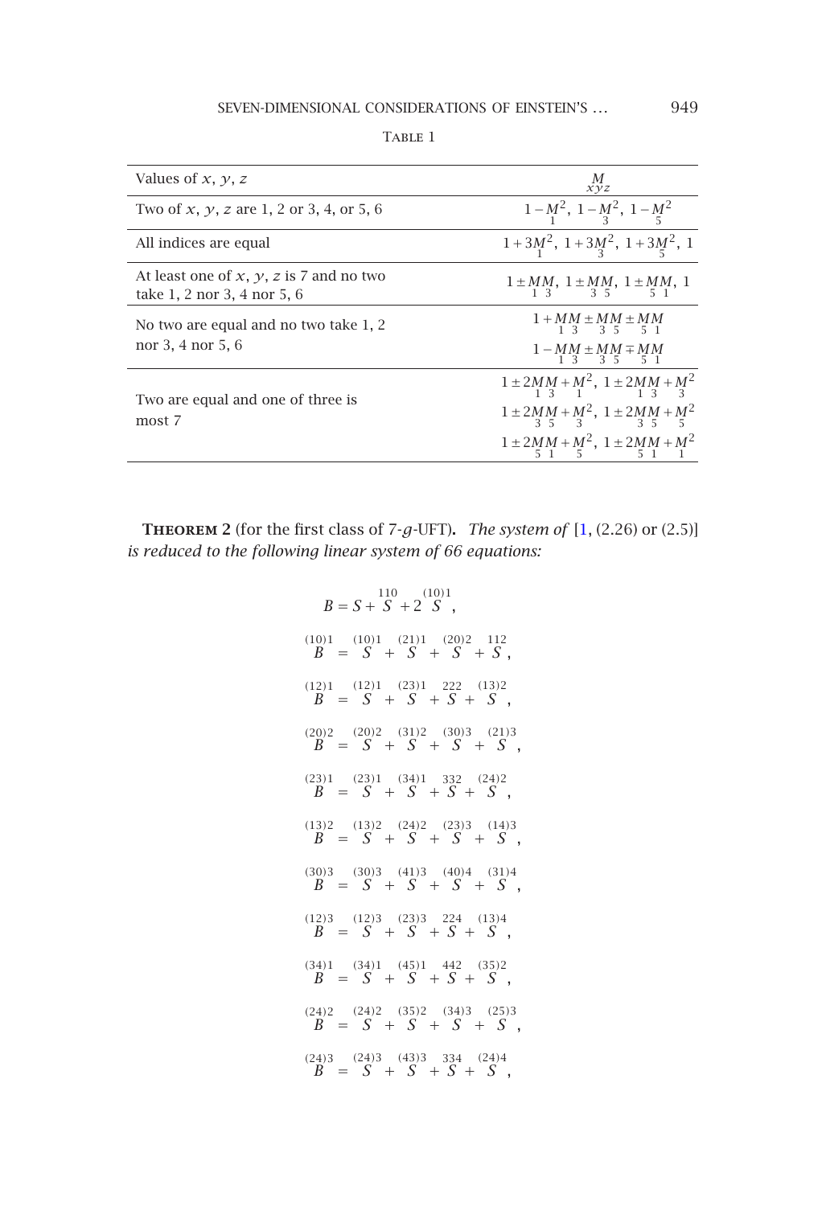Table 1

| Values of $x$, $y$, $z$ | $\underset{xyz}{M}$ |
|---|---|
| Two of $x$, $y$, $z$ are 1, 2 or 3, 4, or 5, 6 | $1-\underset{1}{M}^2,\ 1-\underset{3}{M}^2,\ 1-\underset{5}{M}^2$ |
| All indices are equal | $1+3\underset{1}{M}^2,\ 1+3\underset{3}{M}^2,\ 1+3\underset{5}{M}^2,\ 1$ |
| At least one of $x$, $y$, $z$ is 7 and no two take 1, 2 nor 3, 4 nor 5, 6 | $1\pm\underset{1}{M}\underset{3}{M},\ 1\pm\underset{3}{M}\underset{5}{M},\ 1\pm\underset{5}{M}\underset{1}{M},\ 1$ |
| No two are equal and no two take 1, 2 nor 3, 4 nor 5, 6 | $1+\underset{1}{M}\underset{3}{M}\pm\underset{3}{M}\underset{5}{M}\pm\underset{5}{M}\underset{1}{M}$ <br> $1-\underset{1}{M}\underset{3}{M}\pm\underset{3}{M}\underset{5}{M}\mp\underset{5}{M}\underset{1}{M}$ |
| Two are equal and one of three is most 7 | $1\pm2\underset{1}{M}\underset{3}{M}+\underset{1}{M}^2,\ 1\pm2\underset{1}{M}\underset{3}{M}+\underset{3}{M}^2$ <br> $1\pm2\underset{3}{M}\underset{5}{M}+\underset{3}{M}^2,\ 1\pm2\underset{3}{M}\underset{5}{M}+\underset{5}{M}^2$ <br> $1\pm2\underset{5}{M}\underset{1}{M}+\underset{5}{M}^2,\ 1\pm2\underset{5}{M}\underset{1}{M}+\underset{1}{M}^2$ |

**Theorem 2** (for the first class of 7-$g$-UFT)**.** *The system of* [1, (2.26) or (2.5)] *is reduced to the following linear system of 66 equations:*

$$B = S + \overset{110}{S} + 2\overset{(10)1}{S},$$

$$\overset{(10)1}{B} = \overset{(10)1}{S} + \overset{(21)1}{S} + \overset{(20)2}{S} + \overset{112}{S},$$

$$\overset{(12)1}{B} = \overset{(12)1}{S} + \overset{(23)1}{S} + \overset{222}{S} + \overset{(13)2}{S},$$

$$\overset{(20)2}{B} = \overset{(20)2}{S} + \overset{(31)2}{S} + \overset{(30)3}{S} + \overset{(21)3}{S},$$

$$\overset{(23)1}{B} = \overset{(23)1}{S} + \overset{(34)1}{S} + \overset{332}{S} + \overset{(24)2}{S},$$

$$\overset{(13)2}{B} = \overset{(13)2}{S} + \overset{(24)2}{S} + \overset{(23)3}{S} + \overset{(14)3}{S},$$

$$\overset{(30)3}{B} = \overset{(30)3}{S} + \overset{(41)3}{S} + \overset{(40)4}{S} + \overset{(31)4}{S},$$

$$\overset{(12)3}{B} = \overset{(12)3}{S} + \overset{(23)3}{S} + \overset{224}{S} + \overset{(13)4}{S},$$

$$\overset{(34)1}{B} = \overset{(34)1}{S} + \overset{(45)1}{S} + \overset{442}{S} + \overset{(35)2}{S},$$

$$\overset{(24)2}{B} = \overset{(24)2}{S} + \overset{(35)2}{S} + \overset{(34)3}{S} + \overset{(25)3}{S},$$

$$\overset{(24)3}{B} = \overset{(24)3}{S} + \overset{(43)3}{S} + \overset{334}{S} + \overset{(24)4}{S},$$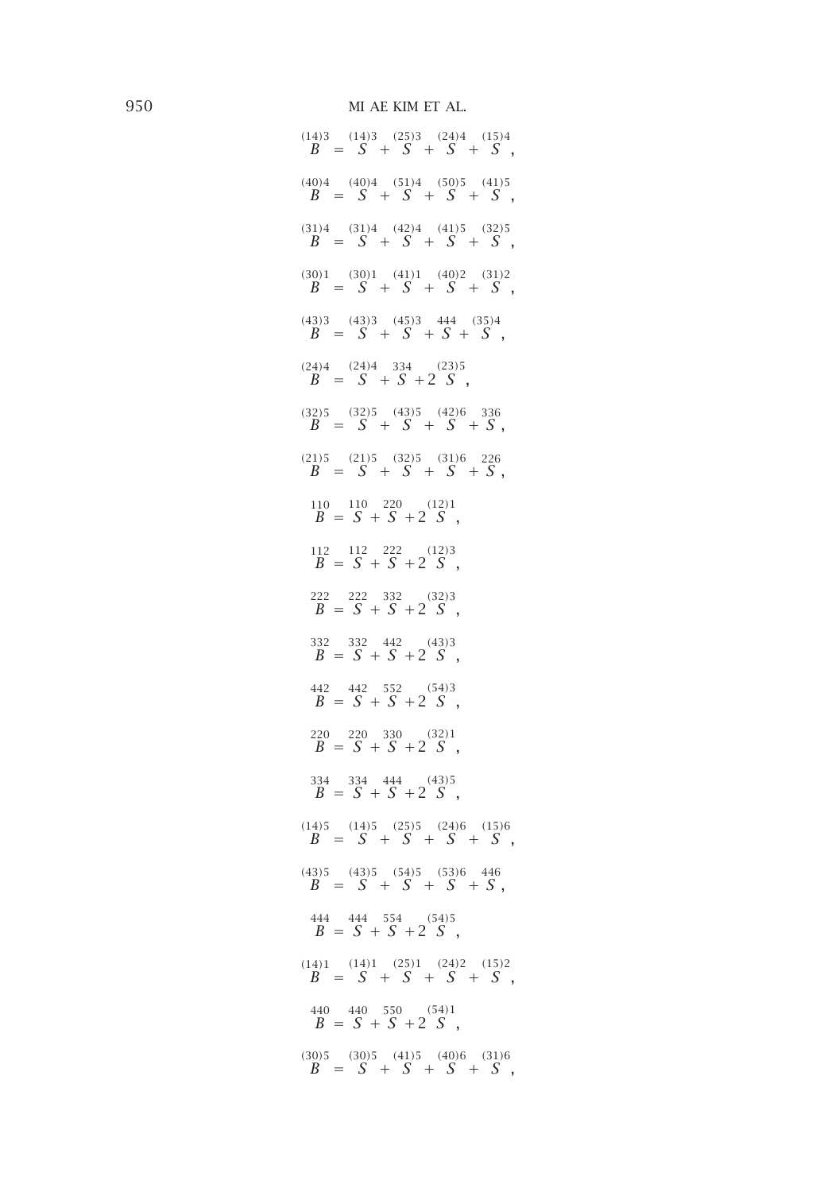$$\overset{(14)3}{B} = \overset{(14)3}{S} + \overset{(25)3}{S} + \overset{(24)4}{S} + \overset{(15)4}{S},$$

$$\overset{(40)4}{B} = \overset{(40)4}{S} + \overset{(51)4}{S} + \overset{(50)5}{S} + \overset{(41)5}{S},$$

$$\overset{(31)4}{B} = \overset{(31)4}{S} + \overset{(42)4}{S} + \overset{(41)5}{S} + \overset{(32)5}{S},$$

$$\overset{(30)1}{B} = \overset{(30)1}{S} + \overset{(41)1}{S} + \overset{(40)2}{S} + \overset{(31)2}{S},$$

$$\overset{(43)3}{B} = \overset{(43)3}{S} + \overset{(45)3}{S} + \overset{444}{S} + \overset{(35)4}{S},$$

$$\overset{(24)4}{B} = \overset{(24)4}{S} + \overset{334}{S} + 2\overset{(23)5}{S},$$

$$\overset{(32)5}{B} = \overset{(32)5}{S} + \overset{(43)5}{S} + \overset{(42)6}{S} + \overset{336}{S},$$

$$\overset{(21)5}{B} = \overset{(21)5}{S} + \overset{(32)5}{S} + \overset{(31)6}{S} + \overset{226}{S},$$

$$\overset{110}{B} = \overset{110}{S} + \overset{220}{S} + 2\overset{(12)1}{S},$$

$$\overset{112}{B} = \overset{112}{S} + \overset{222}{S} + 2\overset{(12)3}{S},$$

$$\overset{222}{B} = \overset{222}{S} + \overset{332}{S} + 2\overset{(32)3}{S},$$

$$\overset{332}{B} = \overset{332}{S} + \overset{442}{S} + 2\overset{(43)3}{S},$$

$$\overset{442}{B} = \overset{442}{S} + \overset{552}{S} + 2\overset{(54)3}{S},$$

$$\overset{220}{B} = \overset{220}{S} + \overset{330}{S} + 2\overset{(32)1}{S},$$

$$\overset{334}{B} = \overset{334}{S} + \overset{444}{S} + 2\overset{(43)5}{S},$$

$$\overset{(14)5}{B} = \overset{(14)5}{S} + \overset{(25)5}{S} + \overset{(24)6}{S} + \overset{(15)6}{S},$$

$$\overset{(43)5}{B} = \overset{(43)5}{S} + \overset{(54)5}{S} + \overset{(53)6}{S} + \overset{446}{S},$$

$$\overset{444}{B} = \overset{444}{S} + \overset{554}{S} + 2\overset{(54)5}{S},$$

$$\overset{(14)1}{B} = \overset{(14)1}{S} + \overset{(25)1}{S} + \overset{(24)2}{S} + \overset{(15)2}{S},$$

$$\overset{440}{B} = \overset{440}{S} + \overset{550}{S} + 2\overset{(54)1}{S},$$

$$\overset{(30)5}{B} = \overset{(30)5}{S} + \overset{(41)5}{S} + \overset{(40)6}{S} + \overset{(31)6}{S},$$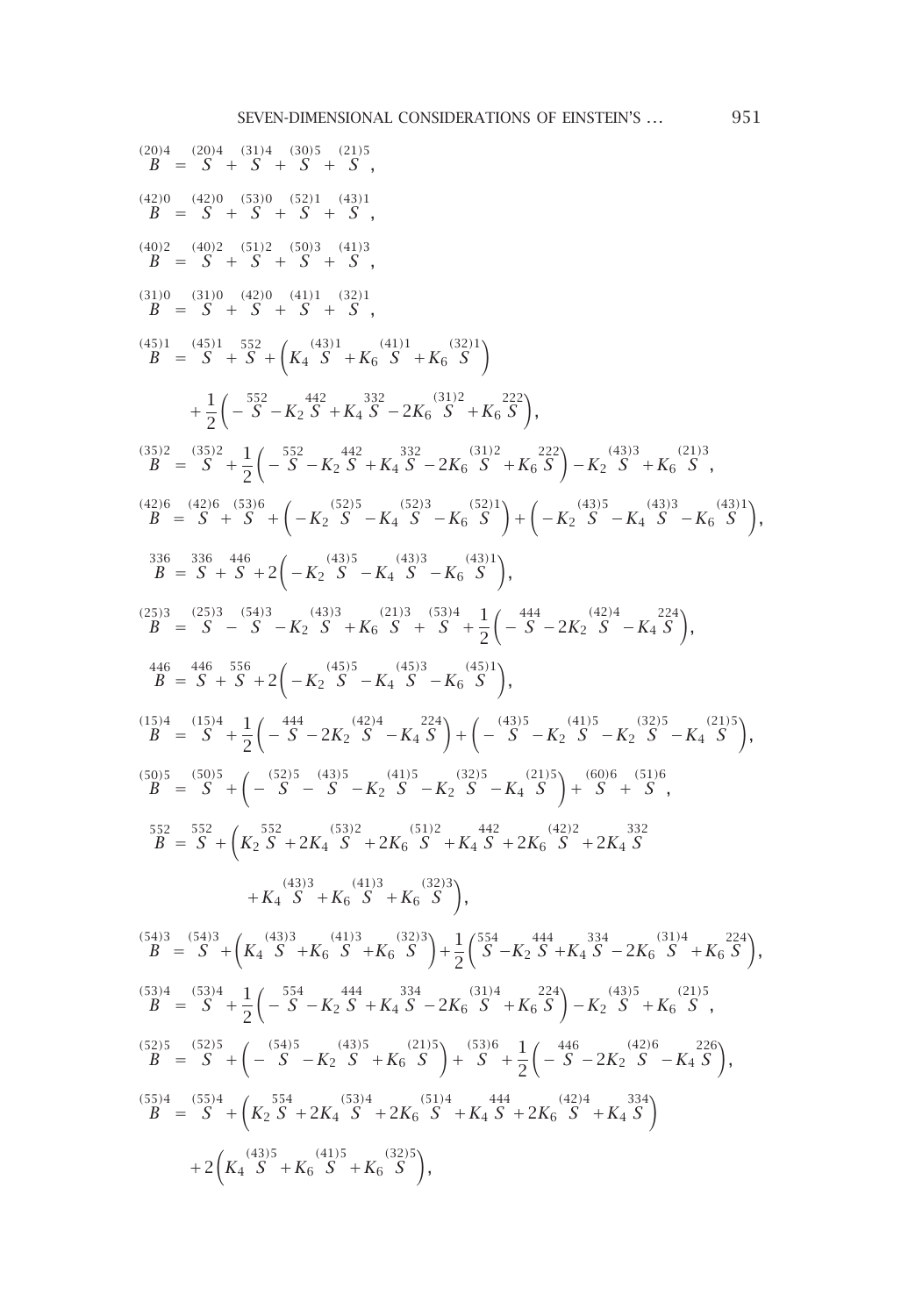$$\overset{(20)4}{B} = \overset{(20)4}{S} + \overset{(31)4}{S} + \overset{(30)5}{S} + \overset{(21)5}{S},$$

$$\overset{(42)0}{B} = \overset{(42)0}{S} + \overset{(53)0}{S} + \overset{(52)1}{S} + \overset{(43)1}{S},$$

$$\overset{(40)2}{B} = \overset{(40)2}{S} + \overset{(51)2}{S} + \overset{(50)3}{S} + \overset{(41)3}{S},$$

$$\overset{(31)0}{B} = \overset{(31)0}{S} + \overset{(42)0}{S} + \overset{(41)1}{S} + \overset{(32)1}{S},$$

$$\overset{(45)1}{B} = \overset{(45)1}{S} + \overset{552}{S} + \left(K_4 \overset{(43)1}{S} + K_6 \overset{(41)1}{S} + K_6 \overset{(32)1}{S}\right)$$
$$+ \frac{1}{2}\left(-\overset{552}{S} - K_2 \overset{442}{S} + K_4 \overset{332}{S} - 2K_6 \overset{(31)2}{S} + K_6 \overset{222}{S}\right),$$

$$\overset{(35)2}{B} = \overset{(35)2}{S} + \frac{1}{2}\left(-\overset{552}{S} - K_2 \overset{442}{S} + K_4 \overset{332}{S} - 2K_6 \overset{(31)2}{S} + K_6 \overset{222}{S}\right) - K_2 \overset{(43)3}{S} + K_6 \overset{(21)3}{S},$$

$$\overset{(42)6}{B} = \overset{(42)6}{S} + \overset{(53)6}{S} + \left(-K_2 \overset{(52)5}{S} - K_4 \overset{(52)3}{S} - K_6 \overset{(52)1}{S}\right) + \left(-K_2 \overset{(43)5}{S} - K_4 \overset{(43)3}{S} - K_6 \overset{(43)1}{S}\right),$$

$$\overset{336}{B} = \overset{336}{S} + \overset{446}{S} + 2\left(-K_2 \overset{(43)5}{S} - K_4 \overset{(43)3}{S} - K_6 \overset{(43)1}{S}\right),$$

$$\overset{(25)3}{B} = \overset{(25)3}{S} - \overset{(54)3}{S} - K_2 \overset{(43)3}{S} + K_6 \overset{(21)3}{S} + \overset{(53)4}{S} + \frac{1}{2}\left(-\overset{444}{S} - 2K_2 \overset{(42)4}{S} - K_4 \overset{224}{S}\right),$$

$$\overset{446}{B} = \overset{446}{S} + \overset{556}{S} + 2\left(-K_2 \overset{(45)5}{S} - K_4 \overset{(45)3}{S} - K_6 \overset{(45)1}{S}\right),$$

$$\overset{(15)4}{B} = \overset{(15)4}{S} + \frac{1}{2}\left(-\overset{444}{S} - 2K_2 \overset{(42)4}{S} - K_4 \overset{224}{S}\right) + \left(-\overset{(43)5}{S} - K_2 \overset{(41)5}{S} - K_2 \overset{(32)5}{S} - K_4 \overset{(21)5}{S}\right),$$

$$\overset{(50)5}{B} = \overset{(50)5}{S} + \left(-\overset{(52)5}{S} - \overset{(43)5}{S} - K_2 \overset{(41)5}{S} - K_2 \overset{(32)5}{S} - K_4 \overset{(21)5}{S}\right) + \overset{(60)6}{S} + \overset{(51)6}{S},$$

$$\overset{552}{B} = \overset{552}{S} + \left(K_2 \overset{552}{S} + 2K_4 \overset{(53)2}{S} + 2K_6 \overset{(51)2}{S} + K_4 \overset{442}{S} + 2K_6 \overset{(42)2}{S} + 2K_4 \overset{332}{S}\right.$$
$$\left. + K_4 \overset{(43)3}{S} + K_6 \overset{(41)3}{S} + K_6 \overset{(32)3}{S}\right),$$

$$\overset{(54)3}{B} = \overset{(54)3}{S} + \left(K_4 \overset{(43)3}{S} + K_6 \overset{(41)3}{S} + K_6 \overset{(32)3}{S}\right) + \frac{1}{2}\left(\overset{554}{S} - K_2 \overset{444}{S} + K_4 \overset{334}{S} - 2K_6 \overset{(31)4}{S} + K_6 \overset{224}{S}\right),$$

$$\overset{(53)4}{B} = \overset{(53)4}{S} + \frac{1}{2}\left(-\overset{554}{S} - K_2 \overset{444}{S} + K_4 \overset{334}{S} - 2K_6 \overset{(31)4}{S} + K_6 \overset{224}{S}\right) - K_2 \overset{(43)5}{S} + K_6 \overset{(21)5}{S},$$

$$\overset{(52)5}{B} = \overset{(52)5}{S} + \left(-\overset{(54)5}{S} - K_2 \overset{(43)5}{S} + K_6 \overset{(21)5}{S}\right) + \overset{(53)6}{S} + \frac{1}{2}\left(-\overset{446}{S} - 2K_2 \overset{(42)6}{S} - K_4 \overset{226}{S}\right),$$

$$\overset{(55)4}{B} = \overset{(55)4}{S} + \left(K_2 \overset{554}{S} + 2K_4 \overset{(53)4}{S} + 2K_6 \overset{(51)4}{S} + K_4 \overset{444}{S} + 2K_6 \overset{(42)4}{S} + K_4 \overset{334}{S}\right)$$
$$+ 2\left(K_4 \overset{(43)5}{S} + K_6 \overset{(41)5}{S} + K_6 \overset{(32)5}{S}\right),$$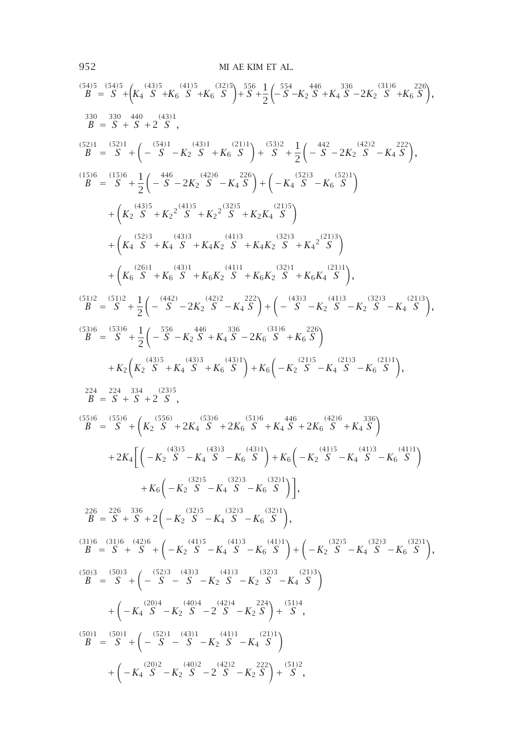$$\overset{(54)5}{B} = \overset{(54)5}{S} + \left( K_4 \overset{(43)5}{S} + K_6 \overset{(41)5}{S} + K_6 \overset{(32)5}{S} \right) + \overset{556}{S} + \frac{1}{2} \left( -\overset{554}{S} - K_2 \overset{446}{S} + K_4 \overset{336}{S} - 2K_2 \overset{(31)6}{S} + K_6 \overset{226}{S} \right),$$

$$\overset{330}{B} = \overset{330}{S} + \overset{440}{S} + 2 \overset{(43)1}{S},$$

$$\overset{(52)1}{B} = \overset{(52)1}{S} + \left( -\overset{(54)1}{S} - K_2 \overset{(43)1}{S} + K_6 \overset{(21)1}{S} \right) + \overset{(53)2}{S} + \frac{1}{2} \left( -\overset{442}{S} - 2K_2 \overset{(42)2}{S} - K_4 \overset{222}{S} \right),$$

$$\begin{aligned}
\overset{(15)6}{B} = {} & \overset{(15)6}{S} + \frac{1}{2} \left( -\overset{446}{S} - 2K_2 \overset{(42)6}{S} - K_4 \overset{226}{S} \right) + \left( -K_4 \overset{(52)3}{S} - K_6 \overset{(52)1}{S} \right) \\
& + \left( K_2 \overset{(43)5}{S} + K_2{}^2 \overset{(41)5}{S} + K_2{}^2 \overset{(32)5}{S} + K_2 K_4 \overset{(21)5}{S} \right) \\
& + \left( K_4 \overset{(52)3}{S} + K_4 \overset{(43)3}{S} + K_4 K_2 \overset{(41)3}{S} + K_4 K_2 \overset{(32)3}{S} + K_4{}^2 \overset{(21)3}{S} \right) \\
& + \left( K_6 \overset{(26)1}{S} + K_6 \overset{(43)1}{S} + K_6 K_2 \overset{(41)1}{S} + K_6 K_2 \overset{(32)1}{S} + K_6 K_4 \overset{(21)1}{S} \right),
\end{aligned}$$

$$\overset{(51)2}{B} = \overset{(51)2}{S} + \frac{1}{2} \left( -\overset{(442)}{S} - 2K_2 \overset{(42)2}{S} - K_4 \overset{222}{S} \right) + \left( -\overset{(43)3}{S} - K_2 \overset{(41)3}{S} - K_2 \overset{(32)3}{S} - K_4 \overset{(21)3}{S} \right),$$

$$\begin{aligned}
\overset{(53)6}{B} = {} & \overset{(53)6}{S} + \frac{1}{2} \left( -\overset{556}{S} - K_2 \overset{446}{S} + K_4 \overset{336}{S} - 2K_6 \overset{(31)6}{S} + K_6 \overset{226}{S} \right) \\
& + K_2 \left( K_2 \overset{(43)5}{S} + K_4 \overset{(43)3}{S} + K_6 \overset{(43)1}{S} \right) + K_6 \left( -K_2 \overset{(21)5}{S} - K_4 \overset{(21)3}{S} - K_6 \overset{(21)1}{S} \right),
\end{aligned}$$

$$\overset{224}{B} = \overset{224}{S} + \overset{334}{S} + 2 \overset{(23)5}{S},$$

$$\begin{aligned}
\overset{(55)6}{B} = {} & \overset{(55)6}{S} + \left( K_2 \overset{(556)}{S} + 2K_4 \overset{(53)6}{S} + 2K_6 \overset{(51)6}{S} + K_4 \overset{446}{S} + 2K_6 \overset{(42)6}{S} + K_4 \overset{336}{S} \right) \\
& + 2K_4 \Bigg[ \left( -K_2 \overset{(43)5}{S} - K_4 \overset{(43)3}{S} - K_6 \overset{(43)1}{S} \right) + K_6 \left( -K_2 \overset{(41)5}{S} - K_4 \overset{(41)3}{S} - K_6 \overset{(41)1}{S} \right) \\
& \qquad + K_6 \left( -K_2 \overset{(32)5}{S} - K_4 \overset{(32)3}{S} - K_6 \overset{(32)1}{S} \right) \Bigg],
\end{aligned}$$

$$\overset{226}{B} = \overset{226}{S} + \overset{336}{S} + 2 \left( -K_2 \overset{(32)5}{S} - K_4 \overset{(32)3}{S} - K_6 \overset{(32)1}{S} \right),$$

$$\overset{(31)6}{B} = \overset{(31)6}{S} + \overset{(42)6}{S} + \left( -K_2 \overset{(41)5}{S} - K_4 \overset{(41)3}{S} - K_6 \overset{(41)1}{S} \right) + \left( -K_2 \overset{(32)5}{S} - K_4 \overset{(32)3}{S} - K_6 \overset{(32)1}{S} \right),$$

$$\begin{aligned}
\overset{(50)3}{B} = {} & \overset{(50)3}{S} + \left( -\overset{(52)3}{S} - \overset{(43)3}{S} - K_2 \overset{(41)3}{S} - K_2 \overset{(32)3}{S} - K_4 \overset{(21)3}{S} \right) \\
& + \left( -K_4 \overset{(20)4}{S} - K_2 \overset{(40)4}{S} - 2 \overset{(42)4}{S} - K_2 \overset{224}{S} \right) + \overset{(51)4}{S},
\end{aligned}$$

$$\begin{aligned}
\overset{(50)1}{B} = {} & \overset{(50)1}{S} + \left( -\overset{(52)1}{S} - \overset{(43)1}{S} - K_2 \overset{(41)1}{S} - K_4 \overset{(21)1}{S} \right) \\
& + \left( -K_4 \overset{(20)2}{S} - K_2 \overset{(40)2}{S} - 2 \overset{(42)2}{S} - K_2 \overset{222}{S} \right) + \overset{(51)2}{S},
\end{aligned}$$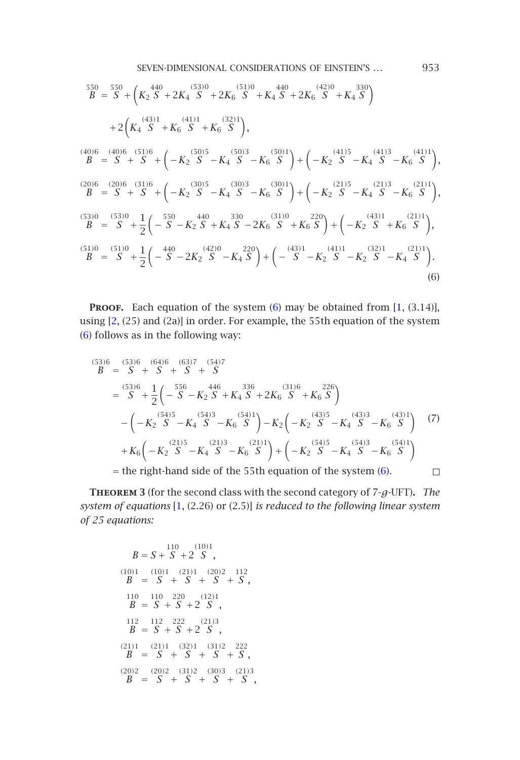$$
\begin{aligned}
\overset{550}{B} &= \overset{550}{S} + \Big( K_2 \overset{440}{S} + 2K_4 \overset{(53)0}{S} + 2K_6 \overset{(51)0}{S} + K_4 \overset{440}{S} + 2K_6 \overset{(42)0}{S} + K_4 \overset{330}{S} \Big) \\
&\quad + 2\Big( K_4 \overset{(43)1}{S} + K_6 \overset{(41)1}{S} + K_6 \overset{(32)1}{S} \Big), \\
\overset{(40)6}{B} &= \overset{(40)6}{S} + \overset{(51)6}{S} + \Big( -K_2 \overset{(50)5}{S} - K_4 \overset{(50)3}{S} - K_6 \overset{(50)1}{S} \Big) + \Big( -K_2 \overset{(41)5}{S} - K_4 \overset{(41)3}{S} - K_6 \overset{(41)1}{S} \Big), \\
\overset{(20)6}{B} &= \overset{(20)6}{S} + \overset{(31)6}{S} + \Big( -K_2 \overset{(30)5}{S} - K_4 \overset{(30)3}{S} - K_6 \overset{(30)1}{S} \Big) + \Big( -K_2 \overset{(21)5}{S} - K_4 \overset{(21)3}{S} - K_6 \overset{(21)1}{S} \Big), \\
\overset{(53)0}{B} &= \overset{(53)0}{S} + \frac{1}{2}\Big( -\overset{550}{S} - K_2 \overset{440}{S} + K_4 \overset{330}{S} - 2K_6 \overset{(31)0}{S} + K_6 \overset{220}{S} \Big) + \Big( -K_2 \overset{(43)1}{S} + K_6 \overset{(21)1}{S} \Big), \\
\overset{(51)0}{B} &= \overset{(51)0}{S} + \frac{1}{2}\Big( -\overset{440}{S} - 2K_2 \overset{(42)0}{S} - K_4 \overset{220}{S} \Big) + \Big( -\overset{(43)1}{S} - K_2 \overset{(41)1}{S} - K_2 \overset{(32)1}{S} - K_4 \overset{(21)1}{S} \Big).
\end{aligned}
\tag{6}
$$

**Proof.** Each equation of the system (6) may be obtained from [1, (3.14)], using [2, (25) and (2a)] in order. For example, the 55th equation of the system (6) follows as in the following way:

$$
\begin{aligned}
\overset{(53)6}{B} &= \overset{(53)6}{S} + \overset{(64)6}{S} + \overset{(63)7}{S} + \overset{(54)7}{S} \\
&= \overset{(53)6}{S} + \frac{1}{2}\Big( -\overset{556}{S} - K_2 \overset{446}{S} + K_4 \overset{336}{S} + 2K_6 \overset{(31)6}{S} + K_6 \overset{226}{S} \Big) \\
&\quad - \Big( -K_2 \overset{(54)5}{S} - K_4 \overset{(54)3}{S} - K_6 \overset{(54)1}{S} \Big) - K_2 \Big( -K_2 \overset{(43)5}{S} - K_4 \overset{(43)3}{S} - K_6 \overset{(43)1}{S} \Big) \\
&\quad + K_6 \Big( -K_2 \overset{(21)5}{S} - K_4 \overset{(21)3}{S} - K_6 \overset{(21)1}{S} \Big) + \Big( -K_2 \overset{(54)5}{S} - K_4 \overset{(54)3}{S} - K_6 \overset{(54)1}{S} \Big) \\
&= \text{the right-hand side of the 55th equation of the system (6).}
\end{aligned}
\tag{7}
$$

□

**Theorem 3** (for the second class with the second category of 7-$g$-UFT)**.** *The system of equations* [1, (2.26) or (2.5)] *is reduced to the following linear system of 25 equations:*

$$
\begin{aligned}
B &= S + \overset{110}{S} + 2\overset{(10)1}{S}, \\
\overset{(10)1}{B} &= \overset{(10)1}{S} + \overset{(21)1}{S} + \overset{(20)2}{S} + \overset{112}{S}, \\
\overset{110}{B} &= \overset{110}{S} + \overset{220}{S} + 2\overset{(12)1}{S}, \\
\overset{112}{B} &= \overset{112}{S} + \overset{222}{S} + 2\overset{(21)3}{S}, \\
\overset{(21)1}{B} &= \overset{(21)1}{S} + \overset{(32)1}{S} + \overset{(31)2}{S} + \overset{222}{S}, \\
\overset{(20)2}{B} &= \overset{(20)2}{S} + \overset{(31)2}{S} + \overset{(30)3}{S} + \overset{(21)3}{S},
\end{aligned}
$$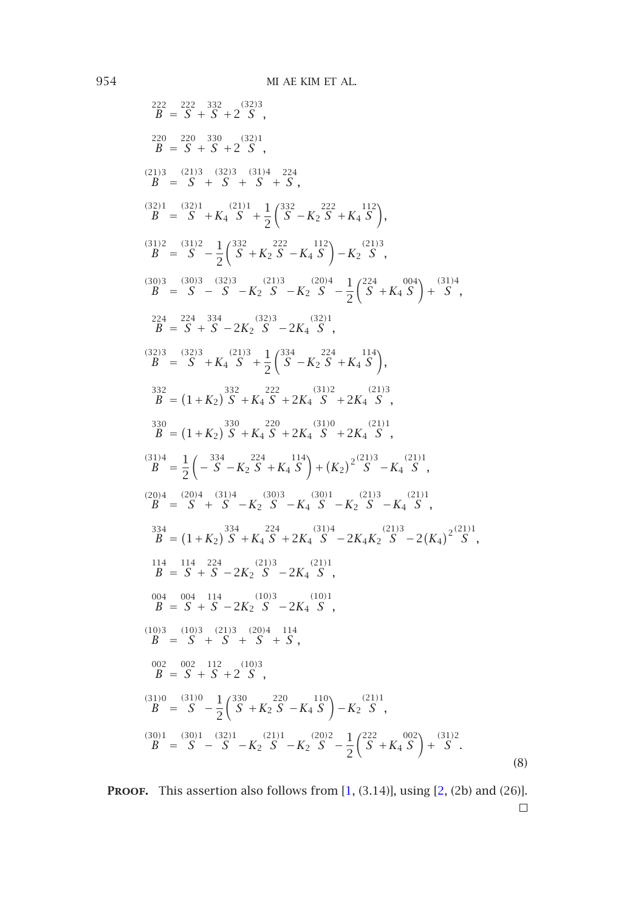$$
\begin{aligned}
\overset{222}{B} &= \overset{222}{S} + \overset{332}{S} + 2\overset{(32)3}{S},\\
\overset{220}{B} &= \overset{220}{S} + \overset{330}{S} + 2\overset{(32)1}{S},\\
\overset{(21)3}{B} &= \overset{(21)3}{S} + \overset{(32)3}{S} + \overset{(31)4}{S} + \overset{224}{S},\\
\overset{(32)1}{B} &= \overset{(32)1}{S} + K_4\overset{(21)1}{S} + \frac{1}{2}\left(\overset{332}{S} - K_2\overset{222}{S} + K_4\overset{112}{S}\right),\\
\overset{(31)2}{B} &= \overset{(31)2}{S} - \frac{1}{2}\left(\overset{332}{S} + K_2\overset{222}{S} - K_4\overset{112}{S}\right) - K_2\overset{(21)3}{S},\\
\overset{(30)3}{B} &= \overset{(30)3}{S} - \overset{(32)3}{S} - K_2\overset{(21)3}{S} - K_2\overset{(20)4}{S} - \frac{1}{2}\left(\overset{224}{S} + K_4\overset{004}{S}\right) + \overset{(31)4}{S},\\
\overset{224}{B} &= \overset{224}{S} + \overset{334}{S} - 2K_2\overset{(32)3}{S} - 2K_4\overset{(32)1}{S},\\
\overset{(32)3}{B} &= \overset{(32)3}{S} + K_4\overset{(21)3}{S} + \frac{1}{2}\left(\overset{334}{S} - K_2\overset{224}{S} + K_4\overset{114}{S}\right),\\
\overset{332}{B} &= (1+K_2)\overset{332}{S} + K_4\overset{222}{S} + 2K_4\overset{(31)2}{S} + 2K_4\overset{(21)3}{S},\\
\overset{330}{B} &= (1+K_2)\overset{330}{S} + K_4\overset{220}{S} + 2K_4\overset{(31)0}{S} + 2K_4\overset{(21)1}{S},\\
\overset{(31)4}{B} &= \frac{1}{2}\left(-\overset{334}{S} - K_2\overset{224}{S} + K_4\overset{114}{S}\right) + (K_2)^2\overset{(21)3}{S} - K_4\overset{(21)1}{S},\\
\overset{(20)4}{B} &= \overset{(20)4}{S} + \overset{(31)4}{S} - K_2\overset{(30)3}{S} - K_4\overset{(30)1}{S} - K_2\overset{(21)3}{S} - K_4\overset{(21)1}{S},\\
\overset{334}{B} &= (1+K_2)\overset{334}{S} + K_4\overset{224}{S} + 2K_4\overset{(31)4}{S} - 2K_4K_2\overset{(21)3}{S} - 2(K_4)^2\overset{(21)1}{S},\\
\overset{114}{B} &= \overset{114}{S} + \overset{224}{S} - 2K_2\overset{(21)3}{S} - 2K_4\overset{(21)1}{S},\\
\overset{004}{B} &= \overset{004}{S} + \overset{114}{S} - 2K_2\overset{(10)3}{S} - 2K_4\overset{(10)1}{S},\\
\overset{(10)3}{B} &= \overset{(10)3}{S} + \overset{(21)3}{S} + \overset{(20)4}{S} + \overset{114}{S},\\
\overset{002}{B} &= \overset{002}{S} + \overset{112}{S} + 2\overset{(10)3}{S},\\
\overset{(31)0}{B} &= \overset{(31)0}{S} - \frac{1}{2}\left(\overset{330}{S} + K_2\overset{220}{S} - K_4\overset{110}{S}\right) - K_2\overset{(21)1}{S},\\
\overset{(30)1}{B} &= \overset{(30)1}{S} - \overset{(32)1}{S} - K_2\overset{(21)1}{S} - K_2\overset{(20)2}{S} - \frac{1}{2}\left(\overset{222}{S} + K_4\overset{002}{S}\right) + \overset{(31)2}{S}.
\end{aligned}
\tag{8}
$$

**Proof.** This assertion also follows from [1, (3.14)], using [2, (2b) and (26)]. □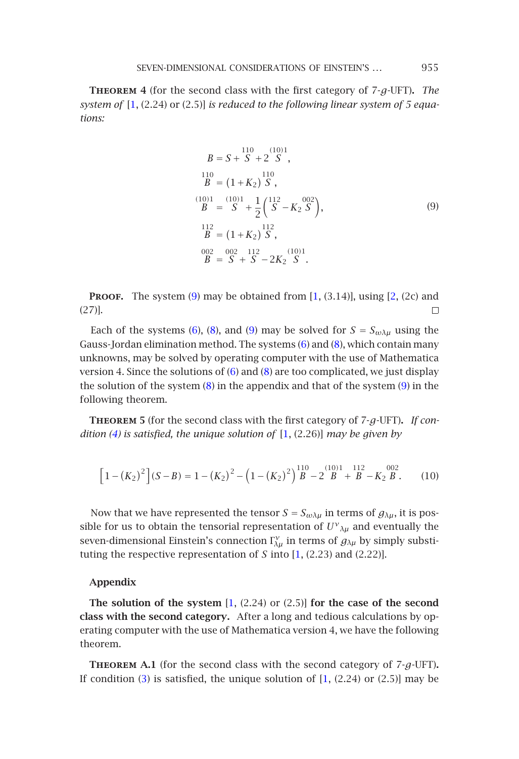**Theorem 4** (for the second class with the first category of 7-$g$-UFT)**.** *The system of* [1, (2.24) or (2.5)] *is reduced to the following linear system of 5 equations:*

$$
\begin{aligned}
B &= S + \overset{110}{S} + 2\overset{(10)1}{S}, \\
\overset{110}{B} &= (1+K_2)\overset{110}{S}, \\
\overset{(10)1}{B} &= \overset{(10)1}{S} + \frac{1}{2}\left(\overset{112}{S} - K_2\overset{002}{S}\right), \\
\overset{112}{B} &= (1+K_2)\overset{112}{S}, \\
\overset{002}{B} &= \overset{002}{S} + \overset{112}{S} - 2K_2\overset{(10)1}{S}.
\end{aligned}
\tag{9}
$$

**Proof.** The system (9) may be obtained from [1, (3.14)], using [2, (2c) and (27)]. $\square$

Each of the systems (6), (8), and (9) may be solved for $S = S_{\omega\lambda\mu}$ using the Gauss-Jordan elimination method. The systems (6) and (8), which contain many unknowns, may be solved by operating computer with the use of Mathematica version 4. Since the solutions of (6) and (8) are too complicated, we just display the solution of the system (8) in the appendix and that of the system (9) in the following theorem.

**Theorem 5** (for the second class with the first category of 7-$g$-UFT)**.** *If condition (4) is satisfied, the unique solution of* [1, (2.26)] *may be given by*

$$
\left[1-(K_2)^2\right](S-B) = 1-(K_2)^2 - \left(1-(K_2)^2\right)\overset{110}{B} - 2\overset{(10)1}{B} + \overset{112}{B} - K_2\overset{002}{B}. \tag{10}
$$

Now that we have represented the tensor $S = S_{\omega\lambda\mu}$ in terms of $g_{\lambda\mu}$, it is possible for us to obtain the tensorial representation of $U^{\nu}{}_{\lambda\mu}$ and eventually the seven-dimensional Einstein's connection $\Gamma^{\nu}_{\lambda\mu}$ in terms of $g_{\lambda\mu}$ by simply substituting the respective representation of $S$ into [1, (2.23) and (2.22)].

## Appendix

**The solution of the system** [1, (2.24) or (2.5)] **for the case of the second class with the second category.** After a long and tedious calculations by operating computer with the use of Mathematica version 4, we have the following theorem.

**Theorem A.1** (for the second class with the second category of 7-$g$-UFT)**.** If condition (3) is satisfied, the unique solution of [1, (2.24) or (2.5)] may be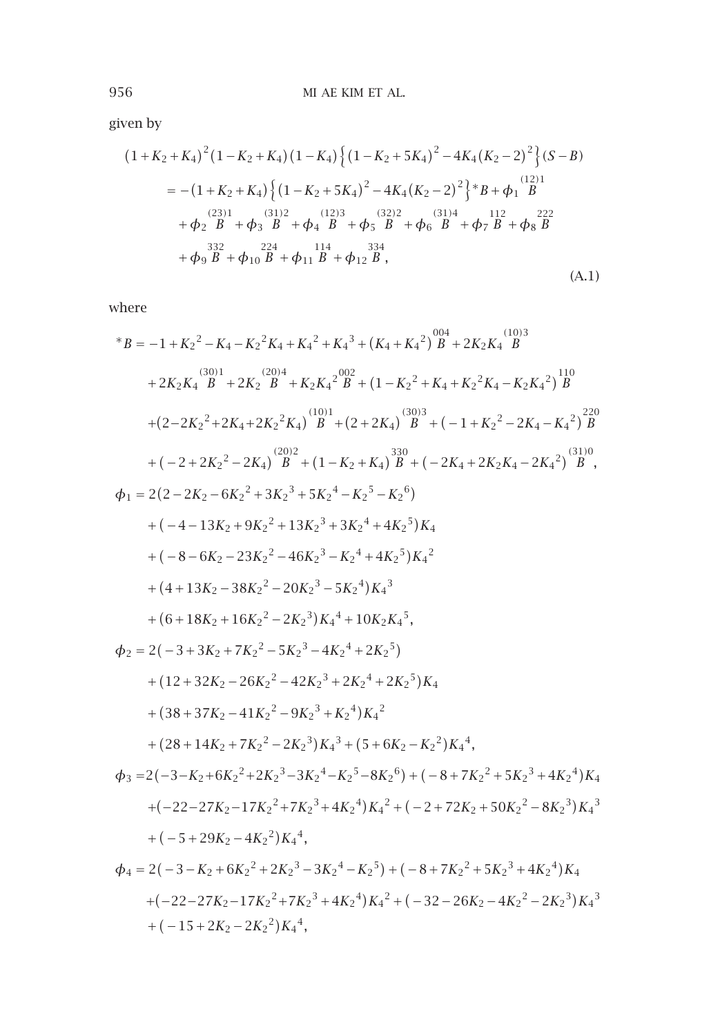given by

$$
\begin{aligned}
&(1+K_2+K_4)^2(1-K_2+K_4)(1-K_4)\Big\{(1-K_2+5K_4)^2-4K_4(K_2-2)^2\Big\}(S-B) \\
&\quad = -(1+K_2+K_4)\Big\{(1-K_2+5K_4)^2-4K_4(K_2-2)^2\Big\}{}^*B+\phi_1 \overset{(12)1}{B} \\
&\qquad +\phi_2 \overset{(23)1}{B}+\phi_3 \overset{(31)2}{B}+\phi_4 \overset{(12)3}{B}+\phi_5 \overset{(32)2}{B}+\phi_6 \overset{(31)4}{B}+\phi_7 \overset{112}{B}+\phi_8 \overset{222}{B} \\
&\qquad +\phi_9 \overset{332}{B}+\phi_{10} \overset{224}{B}+\phi_{11} \overset{114}{B}+\phi_{12} \overset{334}{B},
\end{aligned}
\tag{A.1}
$$

where

$$
\begin{aligned}
{}^*B &= -1+K_2{}^2-K_4-K_2{}^2K_4+K_4{}^2+K_4{}^3+(K_4+K_4{}^2)\overset{004}{B}+2K_2K_4\overset{(10)3}{B} \\
&\quad +2K_2K_4\overset{(30)1}{B}+2K_2\overset{(20)4}{B}+K_2K_4{}^2\overset{002}{B}+(1-K_2{}^2+K_4+K_2{}^2K_4-K_2K_4{}^2)\overset{110}{B} \\
&\quad +(2-2K_2{}^2+2K_4+2K_2{}^2K_4)\overset{(10)1}{B}+(2+2K_4)\overset{(30)3}{B}+(-1+K_2{}^2-2K_4-K_4{}^2)\overset{220}{B} \\
&\quad +(-2+2K_2{}^2-2K_4)\overset{(20)2}{B}+(1-K_2+K_4)\overset{330}{B}+(-2K_4+2K_2K_4-2K_4{}^2)\overset{(31)0}{B},
\end{aligned}
$$

$$
\begin{aligned}
\phi_1 &= 2(2-2K_2-6K_2{}^2+3K_2{}^3+5K_2{}^4-K_2{}^5-K_2{}^6) \\
&\quad +(-4-13K_2+9K_2{}^2+13K_2{}^3+3K_2{}^4+4K_2{}^5)K_4 \\
&\quad +(-8-6K_2-23K_2{}^2-46K_2{}^3-K_2{}^4+4K_2{}^5)K_4{}^2 \\
&\quad +(4+13K_2-38K_2{}^2-20K_2{}^3-5K_2{}^4)K_4{}^3 \\
&\quad +(6+18K_2+16K_2{}^2-2K_2{}^3)K_4{}^4+10K_2K_4{}^5,
\end{aligned}
$$

$$
\begin{aligned}
\phi_2 &= 2(-3+3K_2+7K_2{}^2-5K_2{}^3-4K_2{}^4+2K_2{}^5) \\
&\quad +(12+32K_2-26K_2{}^2-42K_2{}^3+2K_2{}^4+2K_2{}^5)K_4 \\
&\quad +(38+37K_2-41K_2{}^2-9K_2{}^3+K_2{}^4)K_4{}^2 \\
&\quad +(28+14K_2+7K_2{}^2-2K_2{}^3)K_4{}^3+(5+6K_2-K_2{}^2)K_4{}^4,
\end{aligned}
$$

$$
\begin{aligned}
\phi_3 &= 2(-3-K_2+6K_2{}^2+2K_2{}^3-3K_2{}^4-K_2{}^5-8K_2{}^6)+(-8+7K_2{}^2+5K_2{}^3+4K_2{}^4)K_4 \\
&\quad +(-22-27K_2-17K_2{}^2+7K_2{}^3+4K_2{}^4)K_4{}^2+(-2+72K_2+50K_2{}^2-8K_2{}^3)K_4{}^3 \\
&\quad +(-5+29K_2-4K_2{}^2)K_4{}^4,
\end{aligned}
$$

$$
\begin{aligned}
\phi_4 &= 2(-3-K_2+6K_2{}^2+2K_2{}^3-3K_2{}^4-K_2{}^5)+(-8+7K_2{}^2+5K_2{}^3+4K_2{}^4)K_4 \\
&\quad +(-22-27K_2-17K_2{}^2+7K_2{}^3+4K_2{}^4)K_4{}^2+(-32-26K_2-4K_2{}^2-2K_2{}^3)K_4{}^3 \\
&\quad +(-15+2K_2-2K_2{}^2)K_4{}^4,
\end{aligned}
$$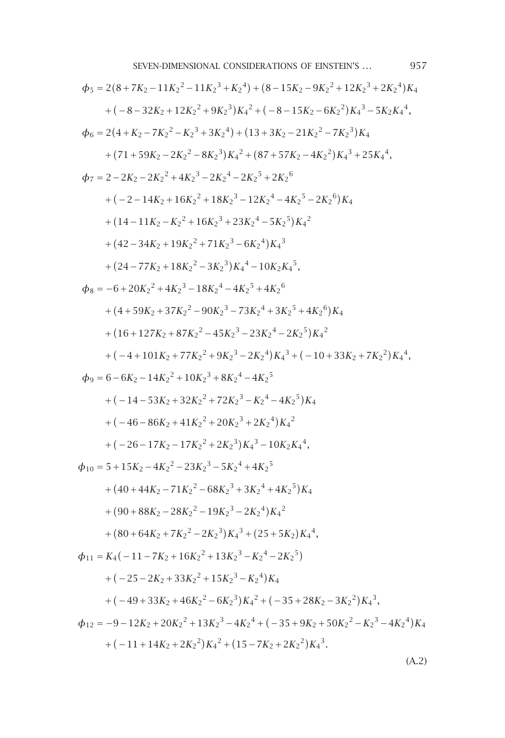$$
\begin{aligned}
\phi_5 &= 2(8+7K_2-11K_2{}^2-11K_2{}^3+K_2{}^4)+(8-15K_2-9K_2{}^2+12K_2{}^3+2K_2{}^4)K_4 \\
&\quad +(-8-32K_2+12K_2{}^2+9K_2{}^3)K_4{}^2+(-8-15K_2-6K_2{}^2)K_4{}^3-5K_2K_4{}^4, \\
\phi_6 &= 2(4+K_2-7K_2{}^2-K_2{}^3+3K_2{}^4)+(13+3K_2-21K_2{}^2-7K_2{}^3)K_4 \\
&\quad +(71+59K_2-2K_2{}^2-8K_2{}^3)K_4{}^2+(87+57K_2-4K_2{}^2)K_4{}^3+25K_4{}^4, \\
\phi_7 &= 2-2K_2-2K_2{}^2+4K_2{}^3-2K_2{}^4-2K_2{}^5+2K_2{}^6 \\
&\quad +(-2-14K_2+16K_2{}^2+18K_2{}^3-12K_2{}^4-4K_2{}^5-2K_2{}^6)K_4 \\
&\quad +(14-11K_2-K_2{}^2+16K_2{}^3+23K_2{}^4-5K_2{}^5)K_4{}^2 \\
&\quad +(42-34K_2+19K_2{}^2+71K_2{}^3-6K_2{}^4)K_4{}^3 \\
&\quad +(24-77K_2+18K_2{}^2-3K_2{}^3)K_4{}^4-10K_2K_4{}^5, \\
\phi_8 &= -6+20K_2{}^2+4K_2{}^3-18K_2{}^4-4K_2{}^5+4K_2{}^6 \\
&\quad +(4+59K_2+37K_2{}^2-90K_2{}^3-73K_2{}^4+3K_2{}^5+4K_2{}^6)K_4 \\
&\quad +(16+127K_2+87K_2{}^2-45K_2{}^3-23K_2{}^4-2K_2{}^5)K_4{}^2 \\
&\quad +(-4+101K_2+77K_2{}^2+9K_2{}^3-2K_2{}^4)K_4{}^3+(-10+33K_2+7K_2{}^2)K_4{}^4, \\
\phi_9 &= 6-6K_2-14K_2{}^2+10K_2{}^3+8K_2{}^4-4K_2{}^5 \\
&\quad +(-14-53K_2+32K_2{}^2+72K_2{}^3-K_2{}^4-4K_2{}^5)K_4 \\
&\quad +(-46-86K_2+41K_2{}^2+20K_2{}^3+2K_2{}^4)K_4{}^2 \\
&\quad +(-26-17K_2-17K_2{}^2+2K_2{}^3)K_4{}^3-10K_2K_4{}^4, \\
\phi_{10} &= 5+15K_2-4K_2{}^2-23K_2{}^3-5K_2{}^4+4K_2{}^5 \\
&\quad +(40+44K_2-71K_2{}^2-68K_2{}^3+3K_2{}^4+4K_2{}^5)K_4 \\
&\quad +(90+88K_2-28K_2{}^2-19K_2{}^3-2K_2{}^4)K_4{}^2 \\
&\quad +(80+64K_2+7K_2{}^2-2K_2{}^3)K_4{}^3+(25+5K_2)K_4{}^4, \\
\phi_{11} &= K_4(-11-7K_2+16K_2{}^2+13K_2{}^3-K_2{}^4-2K_2{}^5) \\
&\quad +(-25-2K_2+33K_2{}^2+15K_2{}^3-K_2{}^4)K_4 \\
&\quad +(-49+33K_2+46K_2{}^2-6K_2{}^3)K_4{}^2+(-35+28K_2-3K_2{}^2)K_4{}^3, \\
\phi_{12} &= -9-12K_2+20K_2{}^2+13K_2{}^3-4K_2{}^4+(-35+9K_2+50K_2{}^2-K_2{}^3-4K_2{}^4)K_4 \\
&\quad +(-11+14K_2+2K_2{}^2)K_4{}^2+(15-7K_2+2K_2{}^2)K_4{}^3.
\end{aligned}
\tag{A.2}
$$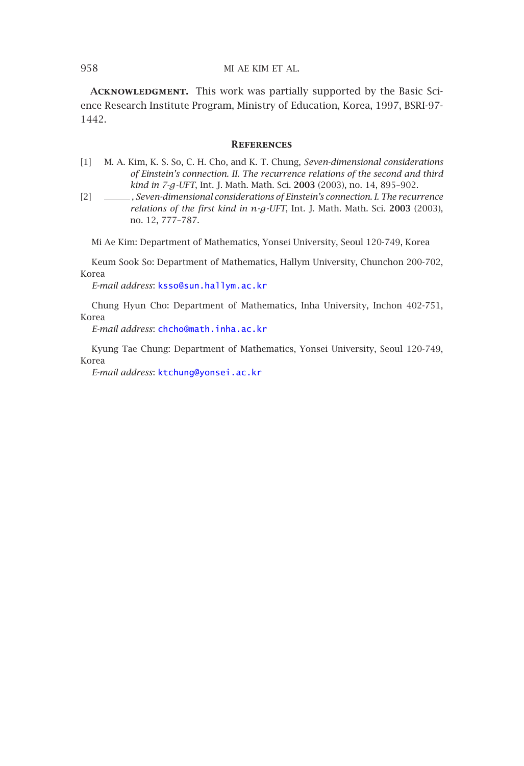**Acknowledgment.** This work was partially supported by the Basic Science Research Institute Program, Ministry of Education, Korea, 1997, BSRI-97-1442.

## References

[1] M. A. Kim, K. S. So, C. H. Cho, and K. T. Chung, *Seven-dimensional considerations of Einstein's connection. II. The recurrence relations of the second and third kind in 7-g-UFT*, Int. J. Math. Math. Sci. **2003** (2003), no. 14, 895–902.

[2] ______, *Seven-dimensional considerations of Einstein's connection. I. The recurrence relations of the first kind in n-g-UFT*, Int. J. Math. Math. Sci. **2003** (2003), no. 12, 777–787.

Mi Ae Kim: Department of Mathematics, Yonsei University, Seoul 120-749, Korea

Keum Sook So: Department of Mathematics, Hallym University, Chunchon 200-702, Korea
*E-mail address*: ksso@sun.hallym.ac.kr

Chung Hyun Cho: Department of Mathematics, Inha University, Inchon 402-751, Korea
*E-mail address*: chcho@math.inha.ac.kr

Kyung Tae Chung: Department of Mathematics, Yonsei University, Seoul 120-749, Korea
*E-mail address*: ktchung@yonsei.ac.kr